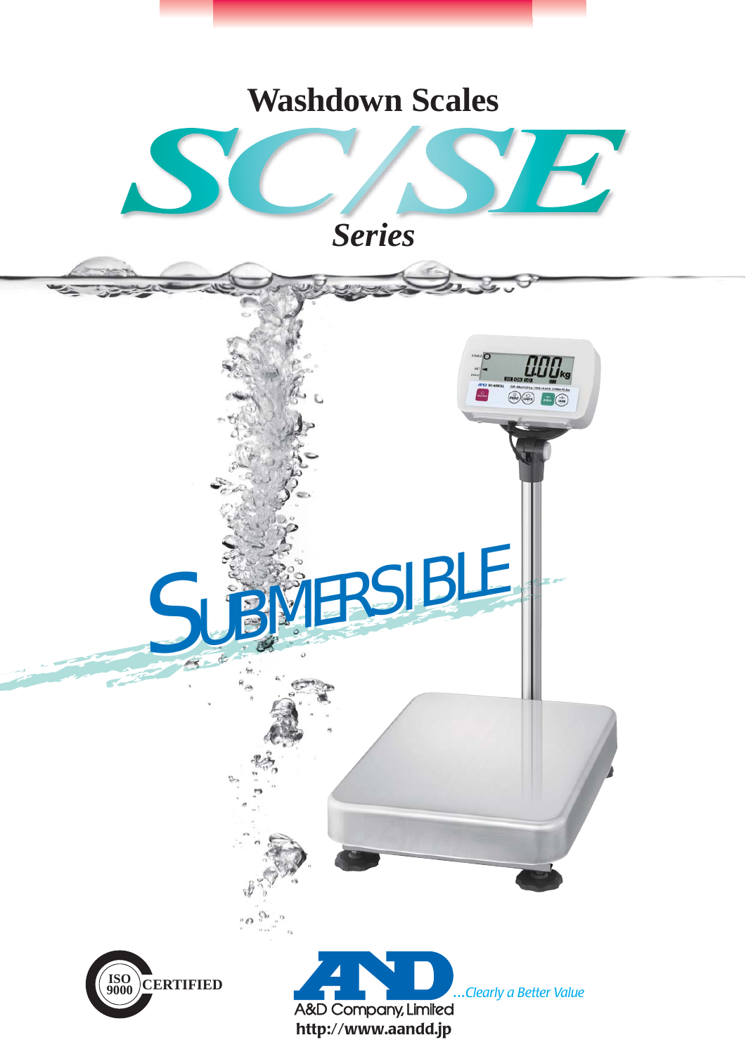# Washdown Scales

# SC/SE

## *Series*

SUBMERSIBLE

ISO 9000 CERTIFIED

A&D Company, Limited

*...Clearly a Better Value*

**http://www.aandd.jp**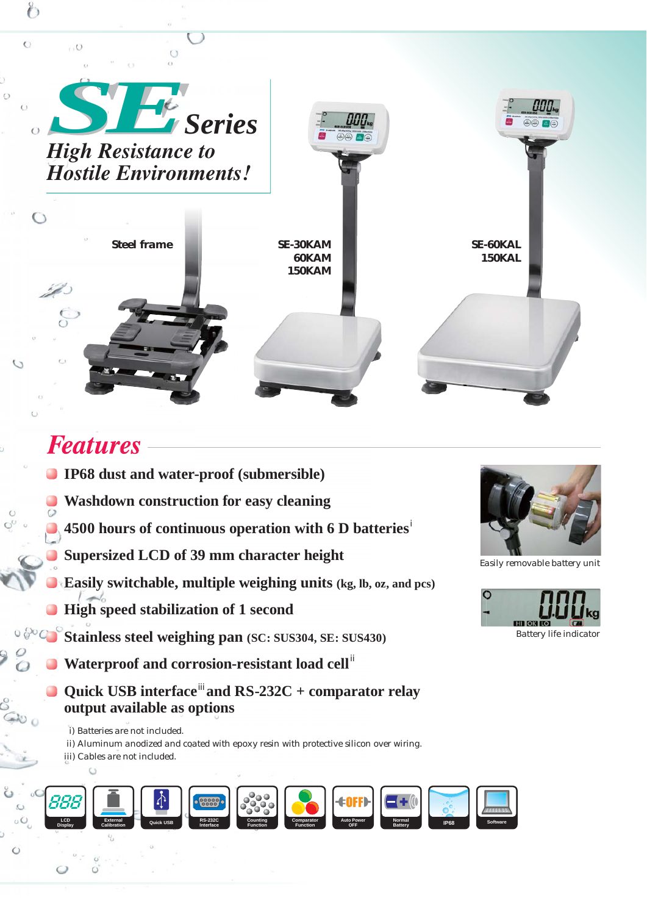# SE Series

*High Resistance to Hostile Environments!*

Steel frame

SE-30KAM
60KAM
150KAM

SE-60KAL
150KAL

## Features

- IP68 dust and water-proof (submersible)
- Washdown construction for easy cleaning
- 4500 hours of continuous operation with 6 D batteries[i]
- Supersized LCD of 39 mm character height
- Easily switchable, multiple weighing units (kg, lb, oz, and pcs)
- High speed stabilization of 1 second
- Stainless steel weighing pan (SC: SUS304, SE: SUS430)
- Waterproof and corrosion-resistant load cell[ii]
- Quick USB interface[iii] and RS-232C + comparator relay output available as options

i) Batteries are not included.
ii) Aluminum anodized and coated with epoxy resin with protective silicon over wiring.
iii) Cables are not included.

Easily removable battery unit

Battery life indicator

LCD Display | External Calibration | Quick USB | RS-232C Interface | Counting Function | Comparator Function | Auto Power OFF | Normal Battery | IP68 | Software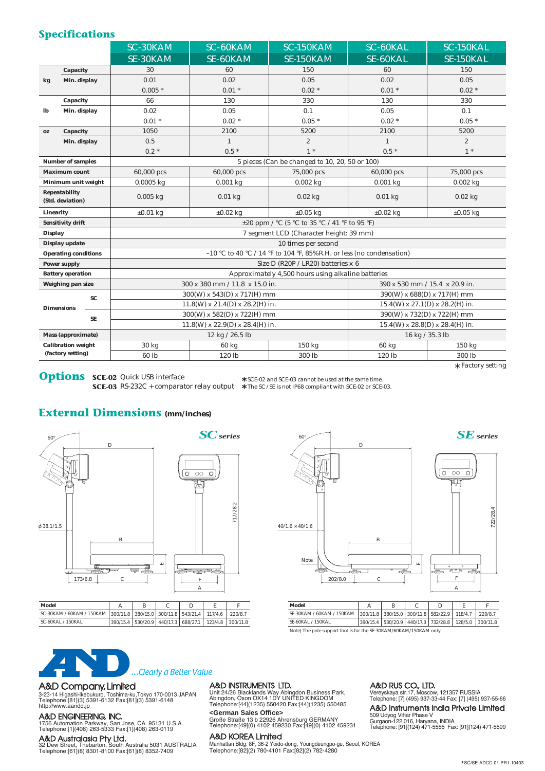## Specifications

| | | SC-30KAM<br>SE-30KAM | SC-60KAM<br>SE-60KAM | SC-150KAM<br>SE-150KAM | SC-60KAL<br>SE-60KAL | SC-150KAL<br>SE-150KAL |
|---|---|---|---|---|---|---|
| kg | Capacity | 30 | 60 | 150 | 60 | 150 |
| | Min. display | 0.01 | 0.02 | 0.05 | 0.02 | 0.05 |
| | | 0.005 * | 0.01 * | 0.02 * | 0.01 * | 0.02 * |
| lb | Capacity | 66 | 130 | 330 | 130 | 330 |
| | Min. display | 0.02 | 0.05 | 0.1 | 0.05 | 0.1 |
| | | 0.01 * | 0.02 * | 0.05 * | 0.02 * | 0.05 * |
| oz | Capacity | 1050 | 2100 | 5200 | 2100 | 5200 |
| | Min. display | 0.5 | 1 | 2 | 1 | 2 |
| | | 0.2 * | 0.5 * | 1 * | 0.5 * | 1 * |
| Number of samples | | 5 pieces (Can be changed to 10, 20, 50 or 100) | | | | |
| Maximum count | | 60,000 pcs | 60,000 pcs | 75,000 pcs | 60,000 pcs | 75,000 pcs |
| Minimum unit weight | | 0.0005 kg | 0.001 kg | 0.002 kg | 0.001 kg | 0.002 kg |
| Repeatability (Std. deviation) | | 0.005 kg | 0.01 kg | 0.02 kg | 0.01 kg | 0.02 kg |
| Linearity | | ±0.01 kg | ±0.02 kg | ±0.05 kg | ±0.02 kg | ±0.05 kg |
| Sensitivity drift | | ±20 ppm / °C (5 °C to 35 °C / 41 °F to 95 °F) | | | | |
| Display | | 7 segment LCD (Character height: 39 mm) | | | | |
| Display update | | 10 times per second | | | | |
| Operating conditions | | –10 °C to 40 °C / 14 °F to 104 °F, 85%R.H. or less (no condensation) | | | | |
| Power supply | | Size D (R20P / LR20) batteries x 6 | | | | |
| Battery operation | | Approximately 4,500 hours using alkaline batteries | | | | |
| Weighing pan size | | 300 x 380 mm / 11.8 x 15.0 in. | | | 390 x 530 mm / 15.4 x 20.9 in. | |
| Dimensions | SC | 300(W) x 543(D) x 717(H) mm | | | 390(W) x 688(D) x 717(H) mm | |
| | | 11.8(W) x 21.4(D) x 28.2(H) in. | | | 15.4(W) x 27.1(D) x 28.2(H) in. | |
| | SE | 300(W) x 582(D) x 722(H) mm | | | 390(W) x 732(D) x 722(H) mm | |
| | | 11.8(W) x 22.9(D) x 28.4(H) in. | | | 15.4(W) x 28.8(D) x 28.4(H) in. | |
| Mass (approximate) | | 12 kg / 26.5 lb | | | 16 kg / 35.3 lb | |
| Calibration weight (factory setting) | | 30 kg | 60 kg | 150 kg | 60 kg | 150 kg |
| | | 60 lb | 120 lb | 300 lb | 120 lb | 300 lb |

* Factory setting

## Options

**SCE-02** Quick USB interface
**SCE-03** RS-232C + comparator relay output

* SCE-02 and SCE-03 cannot be used at the same time.
* The SC / SE is not IP68 compliant with SCE-02 or SCE-03.

## External Dimensions (mm/inches)

*SC series*

60°
D
ϕ 38.1/1.5
B
717/28.2
E
173/6.8
C
F
A

| Model | A | B | C | D | E | F |
|---|---|---|---|---|---|---|
| SC-30KAM / 60KAM / 150KAM | 300/11.8 | 380/15.0 | 300/11.8 | 543/21.4 | 117/4.6 | 220/8.7 |
| SC-60KAL / 150KAL | 390/15.4 | 530/20.9 | 440/17.3 | 688/27.1 | 123/4.8 | 300/11.8 |

*SE series*

60°
D
40/1.6 × 40/1.6
B
722/28.4
Note
E
202/8.0
C
F
A

| Model | A | B | C | D | E | F |
|---|---|---|---|---|---|---|
| SE-30KAM / 60KAM / 150KAM | 300/11.8 | 380/15.0 | 300/11.8 | 582/22.9 | 118/4.7 | 220/8.7 |
| SE-60KAL / 150KAL | 390/15.4 | 530/20.9 | 440/17.3 | 732/28.8 | 128/5.0 | 300/11.8 |

Note) The pole support foot is for the SE-30KAM/60KAM/150KAM only.

A&D ...Clearly a Better Value

**A&D Company, Limited**
3-23-14 Higashi-Ikebukuro, Toshima-ku,Tokyo 170-0013 JAPAN
Telephone:[81](3) 5391-6132 Fax:[81](3) 5391-6148
http://www.aandd.jp

**A&D ENGINEERING, INC.**
1756 Automation Parkway, San Jose, CA 95131 U.S.A.
Telephone:[1](408) 263-5333 Fax:[1](408) 263-0119

**A&D Australasia Pty Ltd.**
32 Dew Street, Thebarton, South Australia 5031 AUSTRALIA
Telephone:[61](8) 8301-8100 Fax:[61](8) 8352-7409

**A&D INSTRUMENTS LTD.**
Unit 24/26 Blacklands Way Abingdon Business Park, Abingdon, Oxon OX14 1DY UNITED KINGDOM
Telephone:[44](1235) 550420 Fax:[44](1235) 550485
**<German Sales Office>**
Große Straße 13 b 22926 Ahrensburg GERMANY
Telephone:[49](0) 4102 459230 Fax:[49](0) 4102 459231

**A&D KOREA Limited**
Manhattan Bldg. 8F, 36-2 Yoido-dong, Youngdeungpo-gu, Seoul, KOREA
Telephone:[82](2) 780-4101 Fax:[82](2) 782-4280

**A&D RUS CO., LTD.**
Vereyskaya str.17, Moscow, 121357 RUSSIA
Telephone: [7] (495) 937-33-44 Fax: [7] (495) 937-55-66

**A&D Instruments India Private Limited**
509 Udyog Vihar Phase V
Gurgaon-122 016, Haryana, INDIA
Telephone: [91](124) 471-5555 Fax: [91](124) 471-5599

*SC/SE-ADCC-01-PR1-10403